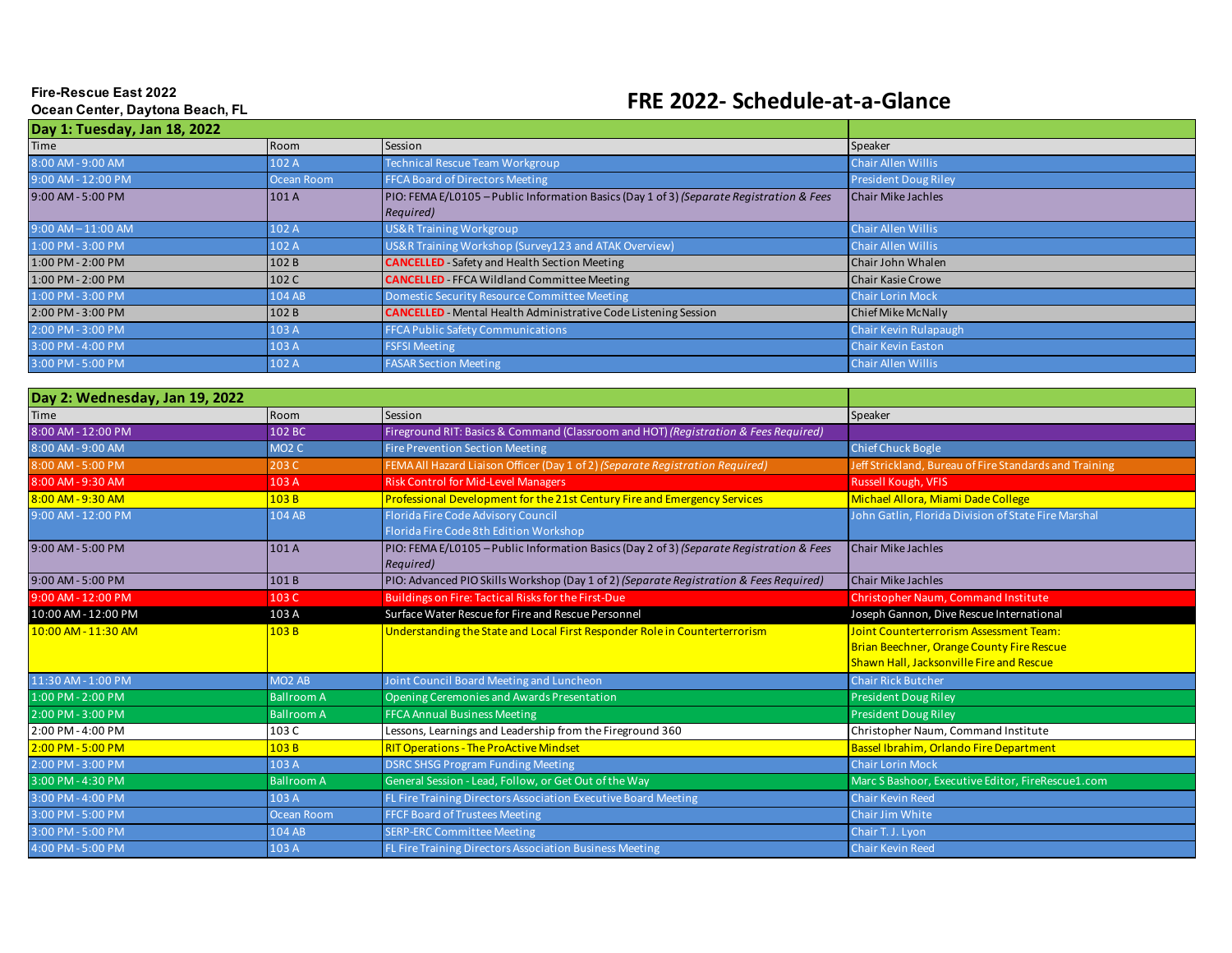**Fire-Rescue East 2022**
**Ocean Center, Daytona Beach, FL**

# FRE 2022- Schedule-at-a-Glance

## Day 1: Tuesday, Jan 18, 2022

| Time | Room | Session | Speaker |
|---|---|---|---|
| 8:00 AM - 9:00 AM | 102 A | Technical Rescue Team Workgroup | Chair Allen Willis |
| 9:00 AM - 12:00 PM | Ocean Room | FFCA Board of Directors Meeting | President Doug Riley |
| 9:00 AM - 5:00 PM | 101 A | PIO: FEMA E/L0105 – Public Information Basics (Day 1 of 3) *(Separate Registration & Fees Required)* | Chair Mike Jachles |
| 9:00 AM – 11:00 AM | 102 A | US&R Training Workgroup | Chair Allen Willis |
| 1:00 PM - 3:00 PM | 102 A | US&R Training Workshop (Survey123 and ATAK Overview) | Chair Allen Willis |
| 1:00 PM - 2:00 PM | 102 B | **CANCELLED** - Safety and Health Section Meeting | Chair John Whalen |
| 1:00 PM - 2:00 PM | 102 C | **CANCELLED** - FFCA Wildland Committee Meeting | Chair Kasie Crowe |
| 1:00 PM - 3:00 PM | 104 AB | Domestic Security Resource Committee Meeting | Chair Lorin Mock |
| 2:00 PM - 3:00 PM | 102 B | **CANCELLED** - Mental Health Administrative Code Listening Session | Chief Mike McNally |
| 2:00 PM - 3:00 PM | 103 A | FFCA Public Safety Communications | Chair Kevin Rulapaugh |
| 3:00 PM - 4:00 PM | 103 A | FSFSI Meeting | Chair Kevin Easton |
| 3:00 PM - 5:00 PM | 102 A | FASAR Section Meeting | Chair Allen Willis |

## Day 2: Wednesday, Jan 19, 2022

| Time | Room | Session | Speaker |
|---|---|---|---|
| 8:00 AM - 12:00 PM | 102 BC | Fireground RIT: Basics & Command (Classroom and HOT) *(Registration & Fees Required)* | |
| 8:00 AM - 9:00 AM | MO2 C | Fire Prevention Section Meeting | Chief Chuck Bogle |
| 8:00 AM - 5:00 PM | 203 C | FEMA All Hazard Liaison Officer (Day 1 of 2) *(Separate Registration Required)* | Jeff Strickland, Bureau of Fire Standards and Training |
| 8:00 AM - 9:30 AM | 103 A | Risk Control for Mid-Level Managers | Russell Kough, VFIS |
| 8:00 AM - 9:30 AM | 103 B | Professional Development for the 21st Century Fire and Emergency Services | Michael Allora, Miami Dade College |
| 9:00 AM - 12:00 PM | 104 AB | Florida Fire Code Advisory Council<br>Florida Fire Code 8th Edition Workshop | John Gatlin, Florida Division of State Fire Marshal |
| 9:00 AM - 5:00 PM | 101 A | PIO: FEMA E/L0105 – Public Information Basics (Day 2 of 3) *(Separate Registration & Fees Required)* | Chair Mike Jachles |
| 9:00 AM - 5:00 PM | 101 B | PIO: Advanced PIO Skills Workshop (Day 1 of 2) *(Separate Registration & Fees Required)* | Chair Mike Jachles |
| 9:00 AM - 12:00 PM | 103 C | Buildings on Fire: Tactical Risks for the First-Due | Christopher Naum, Command Institute |
| 10:00 AM - 12:00 PM | 103 A | Surface Water Rescue for Fire and Rescue Personnel | Joseph Gannon, Dive Rescue International |
| 10:00 AM - 11:30 AM | 103 B | Understanding the State and Local First Responder Role in Counterterrorism | Joint Counterterrorism Assessment Team:<br>Brian Beechner, Orange County Fire Rescue<br>Shawn Hall, Jacksonville Fire and Rescue |
| 11:30 AM - 1:00 PM | MO2 AB | Joint Council Board Meeting and Luncheon | Chair Rick Butcher |
| 1:00 PM - 2:00 PM | Ballroom A | Opening Ceremonies and Awards Presentation | President Doug Riley |
| 2:00 PM - 3:00 PM | Ballroom A | FFCA Annual Business Meeting | President Doug Riley |
| 2:00 PM - 4:00 PM | 103 C | Lessons, Learnings and Leadership from the Fireground 360 | Christopher Naum, Command Institute |
| 2:00 PM - 5:00 PM | 103 B | RIT Operations - The ProActive Mindset | Bassel Ibrahim, Orlando Fire Department |
| 2:00 PM - 3:00 PM | 103 A | DSRC SHSG Program Funding Meeting | Chair Lorin Mock |
| 3:00 PM - 4:30 PM | Ballroom A | General Session - Lead, Follow, or Get Out of the Way | Marc S Bashoor, Executive Editor, FireRescue1.com |
| 3:00 PM - 4:00 PM | 103 A | FL Fire Training Directors Association Executive Board Meeting | Chair Kevin Reed |
| 3:00 PM - 5:00 PM | Ocean Room | FFCF Board of Trustees Meeting | Chair Jim White |
| 3:00 PM - 5:00 PM | 104 AB | SERP-ERC Committee Meeting | Chair T. J. Lyon |
| 4:00 PM - 5:00 PM | 103 A | FL Fire Training Directors Association Business Meeting | Chair Kevin Reed |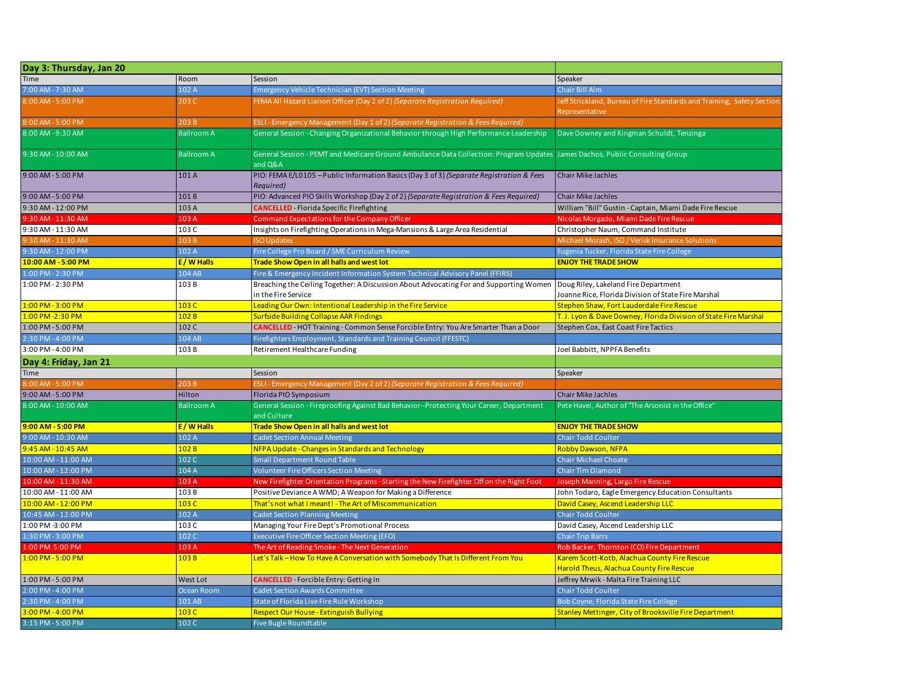| Day 3: Thursday, Jan 20 | | | |
|---|---|---|---|
| Time | Room | Session | Speaker |
| 7:00 AM - 7:30 AM | 102 A | Emergency Vehicle Technician (EVT) Section Meeting | Chair Bill Alm |
| 8:00 AM - 5:00 PM | 203 C | FEMA All Hazard Liaison Officer (Day 2 of 2) *(Separate Registration Required)* | Jeff Strickland, Bureau of Fire Standards and Training, Safety Section Representative |
| 8:00 AM - 5:00 PM | 203 B | ESLI - Emergency Management (Day 1 of 2) *(Separate Registration & Fees Required)* | |
| 8:00 AM - 9:30 AM | Ballroom A | General Session - Changing Organizational Behavior through High Performance Leadership | Dave Downey and Kingman Schuldt, Tenzinga |
| 9:30 AM - 10:00 AM | Ballroom A | General Session - PEMT and Medicare Ground Ambulance Data Collection: Program Updates and Q&A | James Dachos, Public Consulting Group |
| 9:00 AM - 5:00 PM | 101 A | PIO: FEMA E/L0105 – Public Information Basics (Day 3 of 3) *(Separate Registration & Fees Required)* | Chair Mike Jachles |
| 9:00 AM - 5:00 PM | 101 B | PIO: Advanced PIO Skills Workshop (Day 2 of 2) *(Separate Registration & Fees Required)* | Chair Mike Jachles |
| 9:30 AM - 12:00 PM | 103 A | CANCELLED - Florida Specific Firefighting | William "Bill" Gustin - Captain, Miami Dade Fire Rescue |
| 9:30 AM - 11:30 AM | 103 A | Command Expectations for the Company Officer | Nicolas Morgado, Miami Dade Fire Rescue |
| 9:30 AM - 11:30 AM | 103 C | Insights on Firefighting Operations in Mega-Mansions & Large Area Residential | Christopher Naum, Command Institute |
| 9:30 AM - 11:30 AM | 103 B | ISO Updates | Michael Morash, ISO / Verisk Insurance Solutions |
| 9:30 AM - 12:00 PM | 102 A | Fire College Pro Board / SME Curriculum Review | Eugenia Tucker, Florida State Fire College |
| **10:00 AM - 5:00 PM** | **E / W Halls** | **Trade Show Open in all halls and west lot** | **ENJOY THE TRADE SHOW** |
| 1:00 PM - 2:30 PM | 104 AB | Fire & Emergency Incident Information System Technical Advisory Panel (FFIRS) | |
| 1:00 PM - 2:30 PM | 103 B | Breaching the Ceiling Together: A Discussion About Advocating For and Supporting Women in the Fire Service | Doug Riley, Lakeland Fire Department<br>Joanne Rice, Florida Division of State Fire Marshal |
| 1:00 PM - 3:00 PM | 103 C | Leading Our Own: Intentional Leadership in the Fire Service | Stephen Shaw, Fort Lauderdale Fire Rescue |
| 1:00 PM -2:30 PM | 102 B | Surfside Building Collapse AAR Findings | T. J. Lyon & Dave Downey, Florida Division of State Fire Marshal |
| 1:00 PM - 5:00 PM | 102 C | CANCELLED - HOT Training - Common Sense Forcible Entry: You Are Smarter Than a Door | Stephen Cox, East Coast Fire Tactics |
| 2:30 PM - 4:00 PM | 104 AB | Firefighters Employment, Standards and Training Council (FFESTC) | |
| 3:00 PM - 4:00 PM | 103 B | Retirement Healthcare Funding | Joel Babbitt, NPPFA Benefits |
| **Day 4: Friday, Jan 21** | | | |
| Time | | Session | Speaker |
| 8:00 AM - 5:00 PM | 203 B | ESLI - Emergency Management (Day 2 of 2) *(Separate Registration & Fees Required)* | |
| 9:00 AM - 5:00 PM | Hilton | Florida PIO Symposium | Chair Mike Jachles |
| 8:00 AM - 10:00 AM | Ballroom A | General Session - Fireproofing Against Bad Behavior--Protecting Your Career, Department and Culture | Pete Havel, Author of "The Arsonist in the Office" |
| **9:00 AM - 5:00 PM** | **E / W Halls** | **Trade Show Open in all halls and west lot** | **ENJOY THE TRADE SHOW** |
| 9:00 AM - 10:30 AM | 102 A | Cadet Section Annual Meeting | Chair Todd Coulter |
| 9:45 AM - 10:45 AM | 102 B | NFPA Update - Changes in Standards and Technology | Robby Dawson, NFPA |
| 10:00 AM - 11:00 AM | 102 C | Small Department Round Table | Chair Michael Choate |
| 10:00 AM - 12:00 PM | 104 A | Volunteer Fire Officers Section Meeting | Chair Tim Diamond |
| 10:00 AM - 11:30 AM | 103 A | New Firefighter Orientation Programs - Starting the New Firefighter Off on the Right Foot | Joseph Manning, Largo Fire Rescue |
| 10:00 AM - 11:00 AM | 103 B | Positive Deviance A WMD; A Weapon for Making a Difference | John Todaro, Eagle Emergency Education Consultants |
| 10:00 AM - 12:00 PM | 103 C | That's not what I meant! - The Art of Miscommunication | David Casey, Ascend Leadership LLC |
| 10:45 AM - 12:00 PM | 102 A | Cadet Section Planning Meeting | Chair Todd Coulter |
| 1:00 PM -3:00 PM | 103 C | Managing Your Fire Dept's Promotional Process | David Casey, Ascend Leadership LLC |
| 1:30 PM - 3:00 PM | 102 C | Executive Fire Officer Section Meeting (EFO) | Chair Trip Barrs |
| 1:00 PM 5:00 PM | 103 A | The Art of Reading Smoke - The Next Generation | Rob Backer, Thornton (CO) Fire Department |
| 1:00 PM - 5:00 PM | 103 B | Let's Talk – How To Have A Conversation with Somebody That Is Different From You | Karem Scott-Kotb, Alachua County Fire Rescue<br>Harold Theus, Alachua County Fire Rescue |
| 1:00 PM - 5:00 PM | West Lot | CANCELLED - Forcible Entry: Getting In | Jeffrey Mrwik - Malta Fire Training LLC |
| 2:00 PM - 4:00 PM | Ocean Room | Cadet Section Awards Committee | Chair Todd Coulter |
| 2:30 PM - 4:00 PM | 101 AB | State of Florida Live Fire Rule Workshop | Bob Coyne, Florida State Fire College |
| 3:00 PM - 4:00 PM | 103 C | Respect Our House - Extinguish Bullying | Stanley Mettinger, City of Brooksville Fire Department |
| 3:15 PM - 5:00 PM | 102 C | Five Bugle Roundtable | |